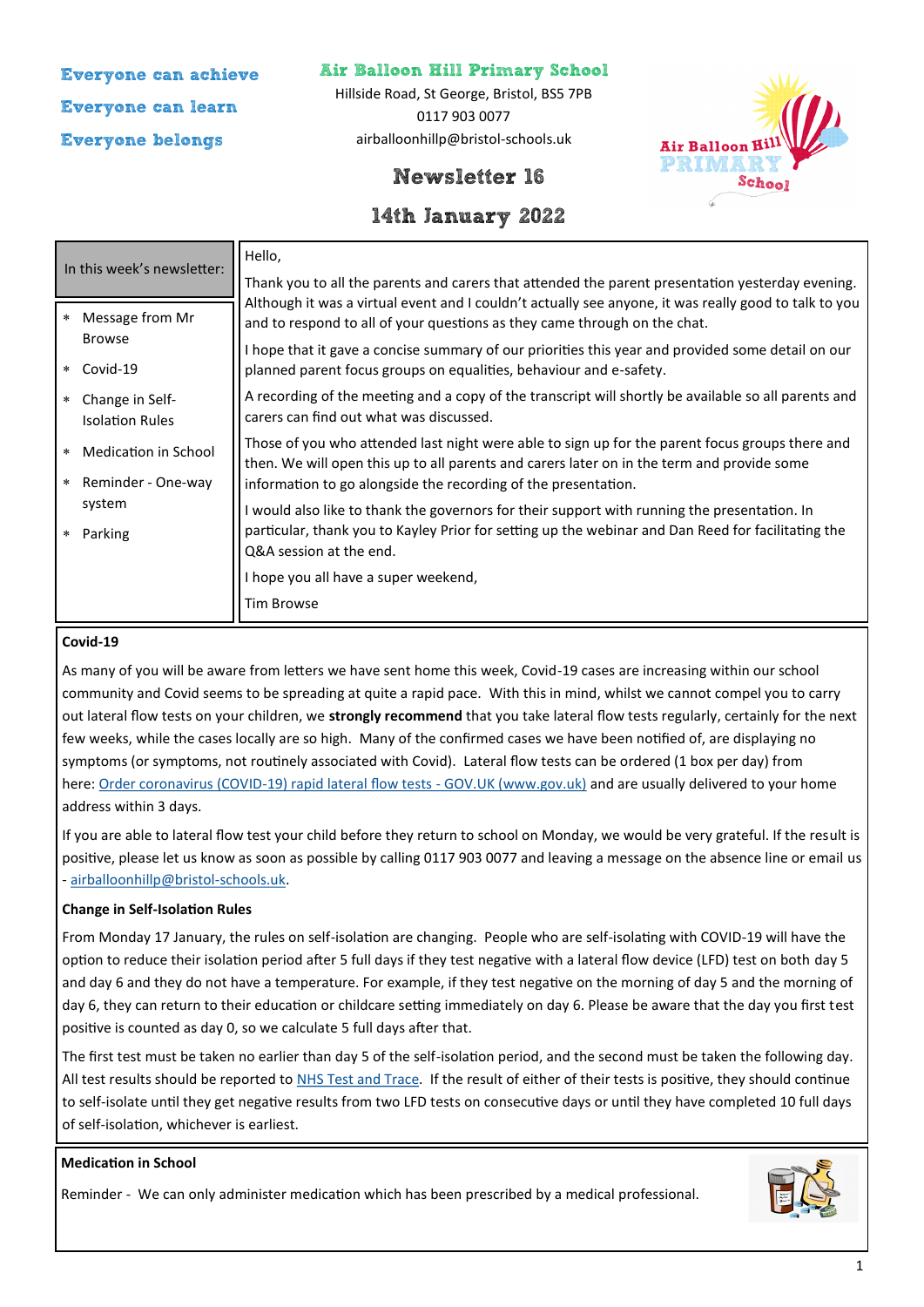Everyone can achieve

Everyone can learn

Everyone belongs

# Air Balloon Hill Primary School

Hillside Road, St George, Bristol, BS5 7PB

0117 903 0077

airballoonhillp@bristol-schools.uk

## Newsletter 16

## 14th January 2022

**In this week's newsletter:**

- Message from Mr Browse
- Covid-19
- Change in Self-Isolation Rules
- Medication in School
- Reminder - One-way system
- Parking

Hello,

Thank you to all the parents and carers that attended the parent presentation yesterday evening. Although it was a virtual event and I couldn't actually see anyone, it was really good to talk to you and to respond to all of your questions as they came through on the chat.

I hope that it gave a concise summary of our priorities this year and provided some detail on our planned parent focus groups on equalities, behaviour and e-safety.

A recording of the meeting and a copy of the transcript will shortly be available so all parents and carers can find out what was discussed.

Those of you who attended last night were able to sign up for the parent focus groups there and then. We will open this up to all parents and carers later on in the term and provide some information to go alongside the recording of the presentation.

I would also like to thank the governors for their support with running the presentation. In particular, thank you to Kayley Prior for setting up the webinar and Dan Reed for facilitating the Q&A session at the end.

I hope you all have a super weekend,

Tim Browse

**Covid-19**

As many of you will be aware from letters we have sent home this week, Covid-19 cases are increasing within our school community and Covid seems to be spreading at quite a rapid pace. With this in mind, whilst we cannot compel you to carry out lateral flow tests on your children, we **strongly recommend** that you take lateral flow tests regularly, certainly for the next few weeks, while the cases locally are so high. Many of the confirmed cases we have been notified of, are displaying no symptoms (or symptoms, not routinely associated with Covid). Lateral flow tests can be ordered (1 box per day) from here: Order coronavirus (COVID-19) rapid lateral flow tests - GOV.UK (www.gov.uk) and are usually delivered to your home address within 3 days.

If you are able to lateral flow test your child before they return to school on Monday, we would be very grateful. If the result is positive, please let us know as soon as possible by calling 0117 903 0077 and leaving a message on the absence line or email us - airballoonhillp@bristol-schools.uk.

**Change in Self-Isolation Rules**

From Monday 17 January, the rules on self-isolation are changing. People who are self-isolating with COVID-19 will have the option to reduce their isolation period after 5 full days if they test negative with a lateral flow device (LFD) test on both day 5 and day 6 and they do not have a temperature. For example, if they test negative on the morning of day 5 and the morning of day 6, they can return to their education or childcare setting immediately on day 6. Please be aware that the day you first test positive is counted as day 0, so we calculate 5 full days after that.

The first test must be taken no earlier than day 5 of the self-isolation period, and the second must be taken the following day. All test results should be reported to NHS Test and Trace. If the result of either of their tests is positive, they should continue to self-isolate until they get negative results from two LFD tests on consecutive days or until they have completed 10 full days of self-isolation, whichever is earliest.

**Medication in School**

Reminder - We can only administer medication which has been prescribed by a medical professional.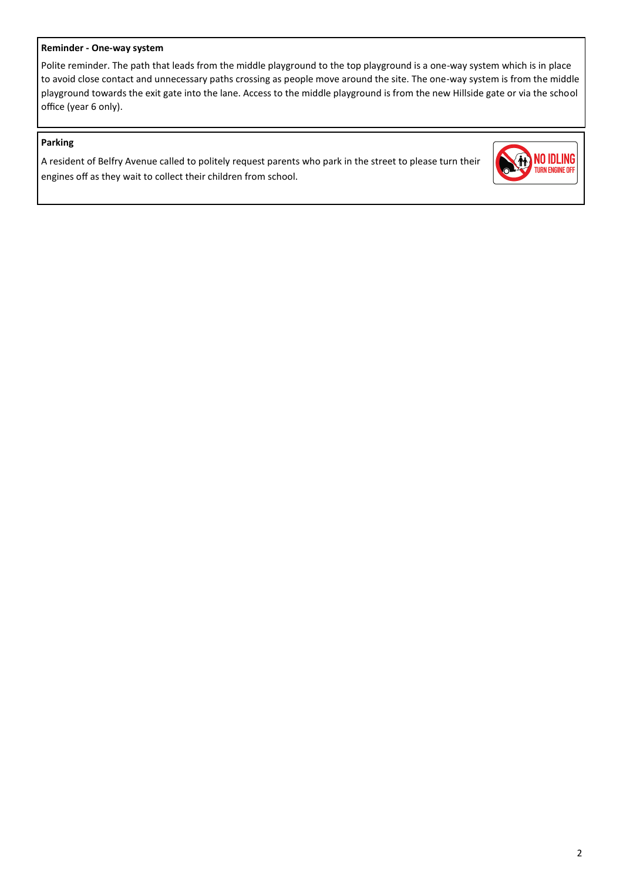**Reminder - One-way system**

Polite reminder. The path that leads from the middle playground to the top playground is a one-way system which is in place to avoid close contact and unnecessary paths crossing as people move around the site. The one-way system is from the middle playground towards the exit gate into the lane. Access to the middle playground is from the new Hillside gate or via the school office (year 6 only).

**Parking**

A resident of Belfry Avenue called to politely request parents who park in the street to please turn their engines off as they wait to collect their children from school.

NO IDLING
TURN ENGINE OFF